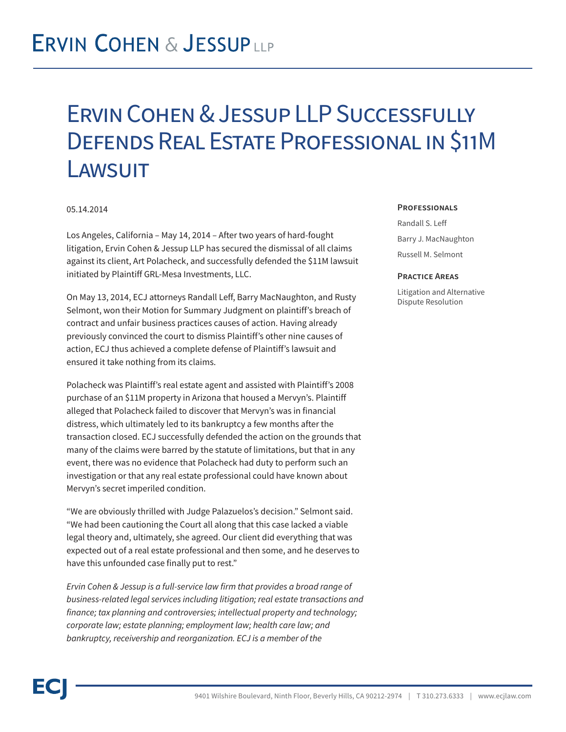# Ervin Cohen & Jessup LLP

# Ervin Cohen & Jessup LLP Successfully Defends Real Estate Professional in $11M Lawsuit

05.14.2014

Los Angeles, California – May 14, 2014 – After two years of hard-fought litigation, Ervin Cohen & Jessup LLP has secured the dismissal of all claims against its client, Art Polacheck, and successfully defended the $11M lawsuit initiated by Plaintiff GRL-Mesa Investments, LLC.

On May 13, 2014, ECJ attorneys Randall Leff, Barry MacNaughton, and Rusty Selmont, won their Motion for Summary Judgment on plaintiff's breach of contract and unfair business practices causes of action. Having already previously convinced the court to dismiss Plaintiff's other nine causes of action, ECJ thus achieved a complete defense of Plaintiff's lawsuit and ensured it take nothing from its claims.

Polacheck was Plaintiff's real estate agent and assisted with Plaintiff's 2008 purchase of an $11M property in Arizona that housed a Mervyn's. Plaintiff alleged that Polacheck failed to discover that Mervyn's was in financial distress, which ultimately led to its bankruptcy a few months after the transaction closed. ECJ successfully defended the action on the grounds that many of the claims were barred by the statute of limitations, but that in any event, there was no evidence that Polacheck had duty to perform such an investigation or that any real estate professional could have known about Mervyn's secret imperiled condition.

"We are obviously thrilled with Judge Palazuelos's decision." Selmont said. "We had been cautioning the Court all along that this case lacked a viable legal theory and, ultimately, she agreed. Our client did everything that was expected out of a real estate professional and then some, and he deserves to have this unfounded case finally put to rest."

*Ervin Cohen & Jessup is a full-service law firm that provides a broad range of business-related legal services including litigation; real estate transactions and finance; tax planning and controversies; intellectual property and technology; corporate law; estate planning; employment law; health care law; and bankruptcy, receivership and reorganization. ECJ is a member of the*

**Professionals**

Randall S. Leff

Barry J. MacNaughton

Russell M. Selmont

**Practice Areas**

Litigation and Alternative Dispute Resolution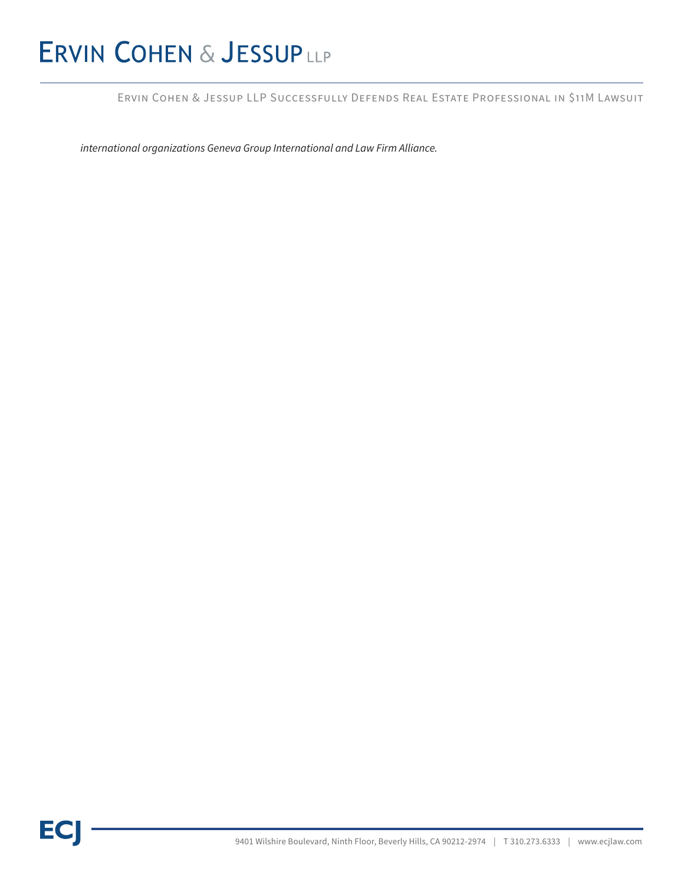*international organizations Geneva Group International and Law Firm Alliance.*